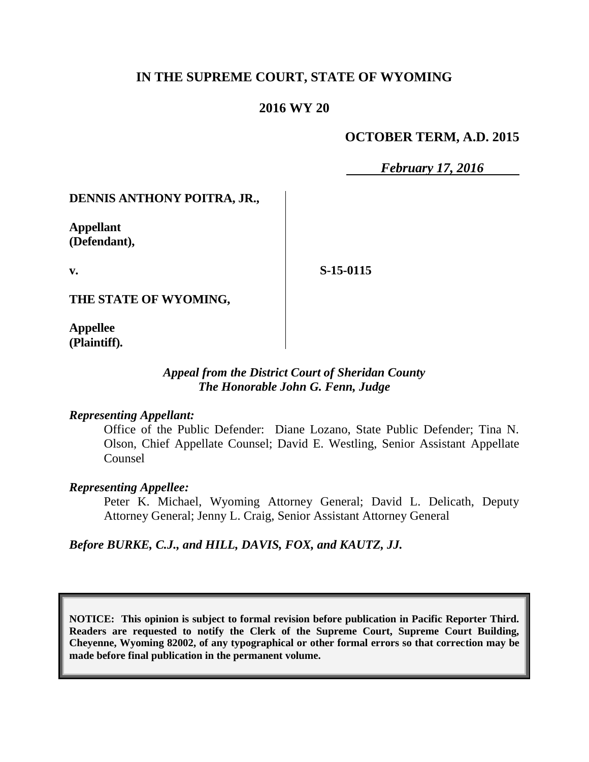# IN THE SUPREME COURT, STATE OF WYOMING

## 2016 WY 20

**OCTOBER TERM, A.D. 2015**

***February 17, 2016***

**DENNIS ANTHONY POITRA, JR.,**

**Appellant (Defendant),**

**v.**

**S-15-0115**

**THE STATE OF WYOMING,**

**Appellee (Plaintiff).**

*Appeal from the District Court of Sheridan County*
*The Honorable John G. Fenn, Judge*

*Representing Appellant:*

Office of the Public Defender: Diane Lozano, State Public Defender; Tina N. Olson, Chief Appellate Counsel; David E. Westling, Senior Assistant Appellate Counsel

*Representing Appellee:*

Peter K. Michael, Wyoming Attorney General; David L. Delicath, Deputy Attorney General; Jenny L. Craig, Senior Assistant Attorney General

***Before BURKE, C.J., and HILL, DAVIS, FOX, and KAUTZ, JJ.***

**NOTICE: This opinion is subject to formal revision before publication in Pacific Reporter Third. Readers are requested to notify the Clerk of the Supreme Court, Supreme Court Building, Cheyenne, Wyoming 82002, of any typographical or other formal errors so that correction may be made before final publication in the permanent volume.**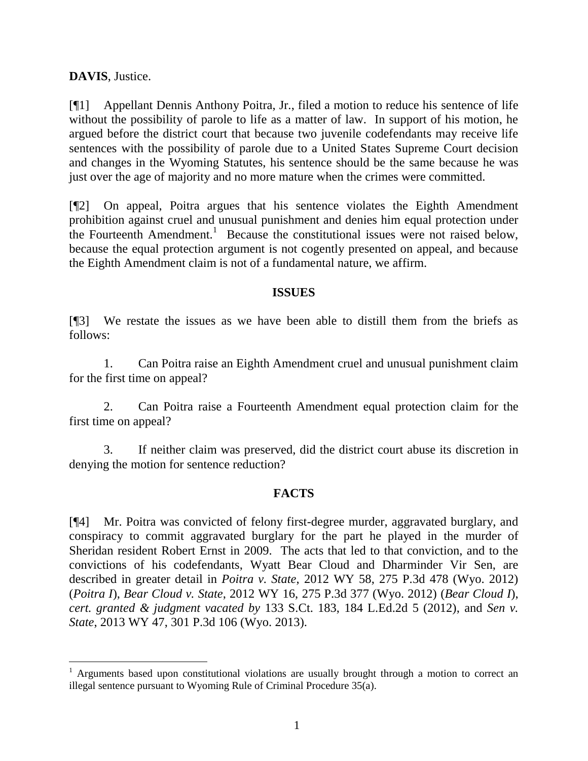**DAVIS**, Justice.

[¶1] Appellant Dennis Anthony Poitra, Jr., filed a motion to reduce his sentence of life without the possibility of parole to life as a matter of law. In support of his motion, he argued before the district court that because two juvenile codefendants may receive life sentences with the possibility of parole due to a United States Supreme Court decision and changes in the Wyoming Statutes, his sentence should be the same because he was just over the age of majority and no more mature when the crimes were committed.

[¶2] On appeal, Poitra argues that his sentence violates the Eighth Amendment prohibition against cruel and unusual punishment and denies him equal protection under the Fourteenth Amendment.[1] Because the constitutional issues were not raised below, because the equal protection argument is not cogently presented on appeal, and because the Eighth Amendment claim is not of a fundamental nature, we affirm.

## ISSUES

[¶3] We restate the issues as we have been able to distill them from the briefs as follows:

1. Can Poitra raise an Eighth Amendment cruel and unusual punishment claim for the first time on appeal?

2. Can Poitra raise a Fourteenth Amendment equal protection claim for the first time on appeal?

3. If neither claim was preserved, did the district court abuse its discretion in denying the motion for sentence reduction?

## FACTS

[¶4] Mr. Poitra was convicted of felony first-degree murder, aggravated burglary, and conspiracy to commit aggravated burglary for the part he played in the murder of Sheridan resident Robert Ernst in 2009. The acts that led to that conviction, and to the convictions of his codefendants, Wyatt Bear Cloud and Dharminder Vir Sen, are described in greater detail in *Poitra v. State*, 2012 WY 58, 275 P.3d 478 (Wyo. 2012) (*Poitra I*), *Bear Cloud v. State*, 2012 WY 16, 275 P.3d 377 (Wyo. 2012) (*Bear Cloud I*), *cert. granted & judgment vacated by* 133 S.Ct. 183, 184 L.Ed.2d 5 (2012), and *Sen v. State*, 2013 WY 47, 301 P.3d 106 (Wyo. 2013).

---

[1] Arguments based upon constitutional violations are usually brought through a motion to correct an illegal sentence pursuant to Wyoming Rule of Criminal Procedure 35(a).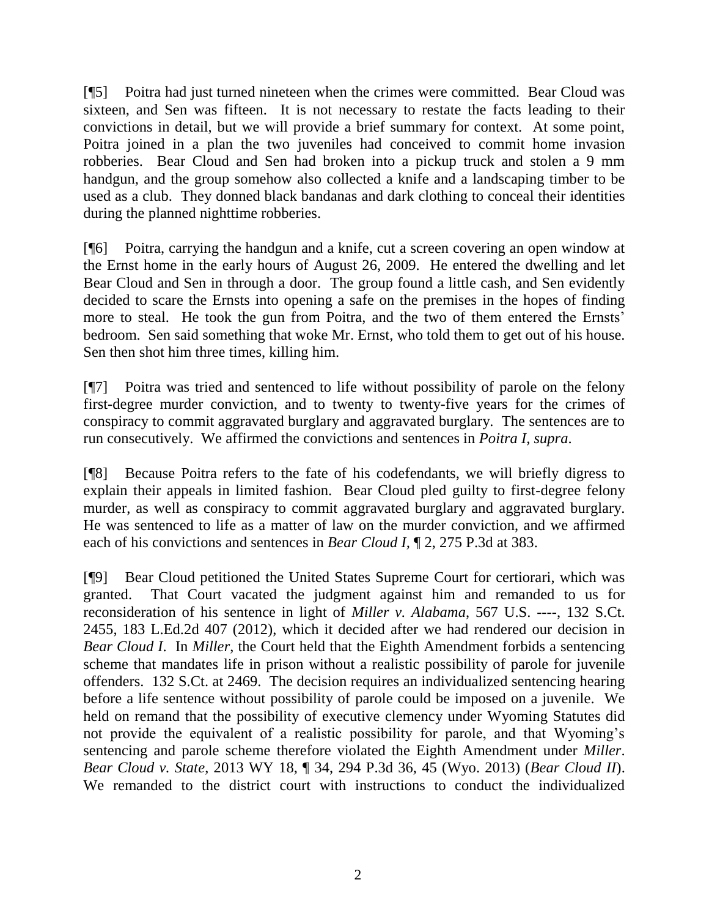[¶5] Poitra had just turned nineteen when the crimes were committed. Bear Cloud was sixteen, and Sen was fifteen. It is not necessary to restate the facts leading to their convictions in detail, but we will provide a brief summary for context. At some point, Poitra joined in a plan the two juveniles had conceived to commit home invasion robberies. Bear Cloud and Sen had broken into a pickup truck and stolen a 9 mm handgun, and the group somehow also collected a knife and a landscaping timber to be used as a club. They donned black bandanas and dark clothing to conceal their identities during the planned nighttime robberies.

[¶6] Poitra, carrying the handgun and a knife, cut a screen covering an open window at the Ernst home in the early hours of August 26, 2009. He entered the dwelling and let Bear Cloud and Sen in through a door. The group found a little cash, and Sen evidently decided to scare the Ernsts into opening a safe on the premises in the hopes of finding more to steal. He took the gun from Poitra, and the two of them entered the Ernsts' bedroom. Sen said something that woke Mr. Ernst, who told them to get out of his house. Sen then shot him three times, killing him.

[¶7] Poitra was tried and sentenced to life without possibility of parole on the felony first-degree murder conviction, and to twenty to twenty-five years for the crimes of conspiracy to commit aggravated burglary and aggravated burglary. The sentences are to run consecutively. We affirmed the convictions and sentences in *Poitra I*, *supra*.

[¶8] Because Poitra refers to the fate of his codefendants, we will briefly digress to explain their appeals in limited fashion. Bear Cloud pled guilty to first-degree felony murder, as well as conspiracy to commit aggravated burglary and aggravated burglary. He was sentenced to life as a matter of law on the murder conviction, and we affirmed each of his convictions and sentences in *Bear Cloud I*, ¶ 2, 275 P.3d at 383.

[¶9] Bear Cloud petitioned the United States Supreme Court for certiorari, which was granted. That Court vacated the judgment against him and remanded to us for reconsideration of his sentence in light of *Miller v. Alabama*, 567 U.S. ----, 132 S.Ct. 2455, 183 L.Ed.2d 407 (2012), which it decided after we had rendered our decision in *Bear Cloud I*. In *Miller*, the Court held that the Eighth Amendment forbids a sentencing scheme that mandates life in prison without a realistic possibility of parole for juvenile offenders. 132 S.Ct. at 2469. The decision requires an individualized sentencing hearing before a life sentence without possibility of parole could be imposed on a juvenile. We held on remand that the possibility of executive clemency under Wyoming Statutes did not provide the equivalent of a realistic possibility for parole, and that Wyoming's sentencing and parole scheme therefore violated the Eighth Amendment under *Miller*. *Bear Cloud v. State*, 2013 WY 18, ¶ 34, 294 P.3d 36, 45 (Wyo. 2013) (*Bear Cloud II*). We remanded to the district court with instructions to conduct the individualized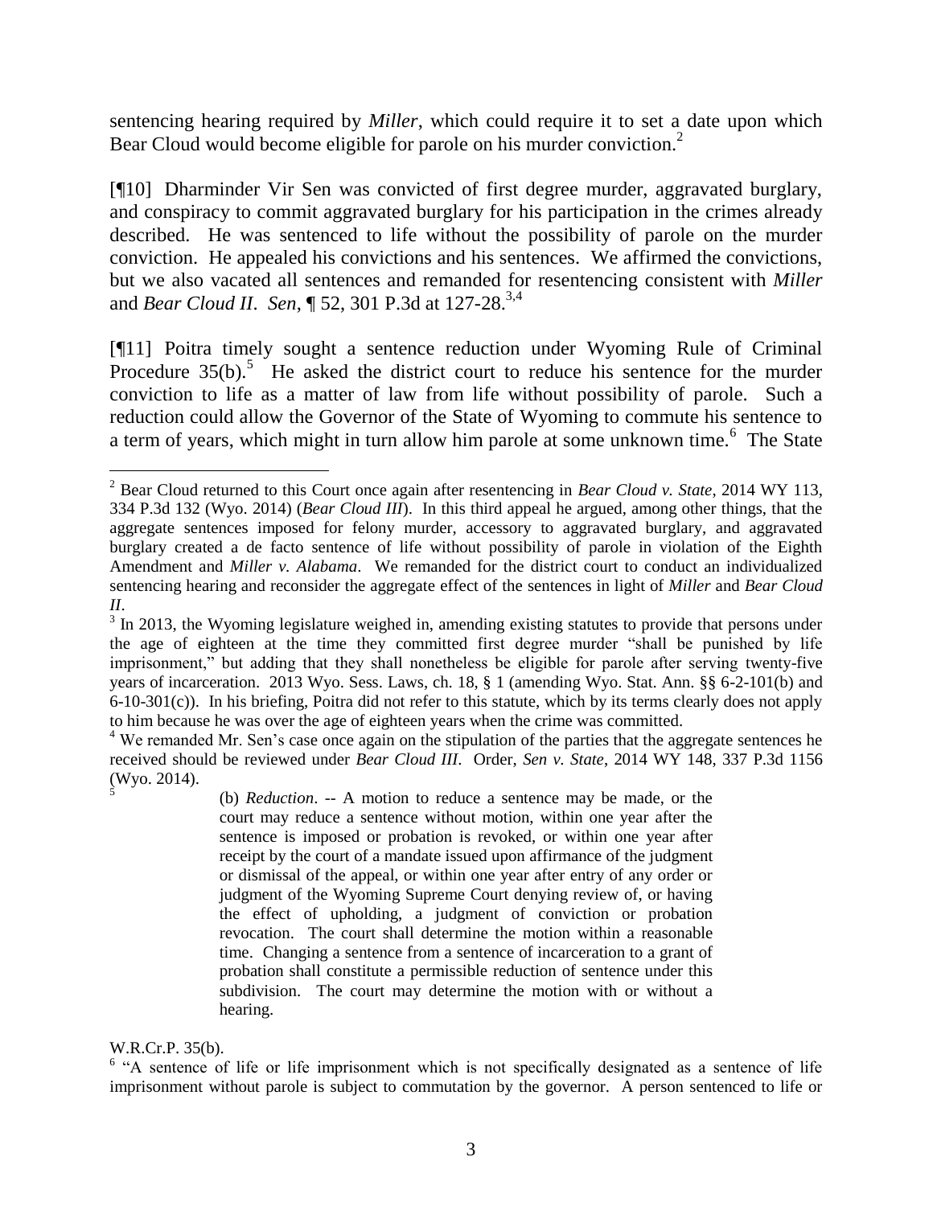sentencing hearing required by *Miller*, which could require it to set a date upon which Bear Cloud would become eligible for parole on his murder conviction.[2]

[¶10] Dharminder Vir Sen was convicted of first degree murder, aggravated burglary, and conspiracy to commit aggravated burglary for his participation in the crimes already described. He was sentenced to life without the possibility of parole on the murder conviction. He appealed his convictions and his sentences. We affirmed the convictions, but we also vacated all sentences and remanded for resentencing consistent with *Miller* and *Bear Cloud II*. *Sen*, ¶ 52, 301 P.3d at 127-28.[3,4]

[¶11] Poitra timely sought a sentence reduction under Wyoming Rule of Criminal Procedure 35(b).[5] He asked the district court to reduce his sentence for the murder conviction to life as a matter of law from life without possibility of parole. Such a reduction could allow the Governor of the State of Wyoming to commute his sentence to a term of years, which might in turn allow him parole at some unknown time.[6] The State

---

[2] Bear Cloud returned to this Court once again after resentencing in *Bear Cloud v. State*, 2014 WY 113, 334 P.3d 132 (Wyo. 2014) (*Bear Cloud III*). In this third appeal he argued, among other things, that the aggregate sentences imposed for felony murder, accessory to aggravated burglary, and aggravated burglary created a de facto sentence of life without possibility of parole in violation of the Eighth Amendment and *Miller v. Alabama*. We remanded for the district court to conduct an individualized sentencing hearing and reconsider the aggregate effect of the sentences in light of *Miller* and *Bear Cloud II*.

[3] In 2013, the Wyoming legislature weighed in, amending existing statutes to provide that persons under the age of eighteen at the time they committed first degree murder "shall be punished by life imprisonment," but adding that they shall nonetheless be eligible for parole after serving twenty-five years of incarceration. 2013 Wyo. Sess. Laws, ch. 18, § 1 (amending Wyo. Stat. Ann. §§ 6-2-101(b) and 6-10-301(c)). In his briefing, Poitra did not refer to this statute, which by its terms clearly does not apply to him because he was over the age of eighteen years when the crime was committed.

[4] We remanded Mr. Sen's case once again on the stipulation of the parties that the aggregate sentences he received should be reviewed under *Bear Cloud III*. Order, *Sen v. State*, 2014 WY 148, 337 P.3d 1156 (Wyo. 2014).

[5]

> (b) *Reduction*. -- A motion to reduce a sentence may be made, or the court may reduce a sentence without motion, within one year after the sentence is imposed or probation is revoked, or within one year after receipt by the court of a mandate issued upon affirmance of the judgment or dismissal of the appeal, or within one year after entry of any order or judgment of the Wyoming Supreme Court denying review of, or having the effect of upholding, a judgment of conviction or probation revocation. The court shall determine the motion within a reasonable time. Changing a sentence from a sentence of incarceration to a grant of probation shall constitute a permissible reduction of sentence under this subdivision. The court may determine the motion with or without a hearing.

W.R.Cr.P. 35(b).

[6] "A sentence of life or life imprisonment which is not specifically designated as a sentence of life imprisonment without parole is subject to commutation by the governor. A person sentenced to life or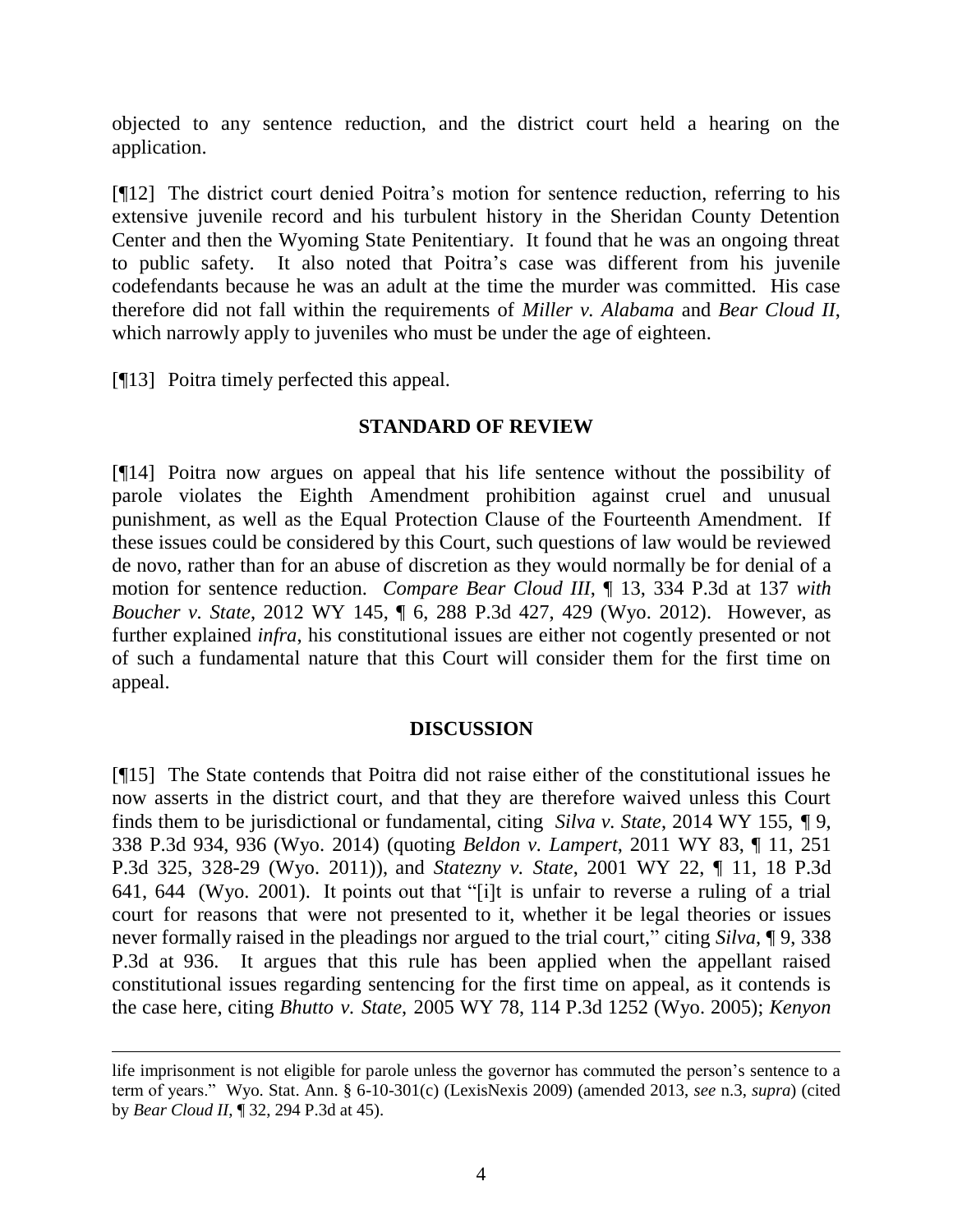objected to any sentence reduction, and the district court held a hearing on the application.

[¶12] The district court denied Poitra's motion for sentence reduction, referring to his extensive juvenile record and his turbulent history in the Sheridan County Detention Center and then the Wyoming State Penitentiary. It found that he was an ongoing threat to public safety. It also noted that Poitra's case was different from his juvenile codefendants because he was an adult at the time the murder was committed. His case therefore did not fall within the requirements of *Miller v. Alabama* and *Bear Cloud II*, which narrowly apply to juveniles who must be under the age of eighteen.

[¶13] Poitra timely perfected this appeal.

## STANDARD OF REVIEW

[¶14] Poitra now argues on appeal that his life sentence without the possibility of parole violates the Eighth Amendment prohibition against cruel and unusual punishment, as well as the Equal Protection Clause of the Fourteenth Amendment. If these issues could be considered by this Court, such questions of law would be reviewed de novo, rather than for an abuse of discretion as they would normally be for denial of a motion for sentence reduction. *Compare Bear Cloud III*, ¶ 13, 334 P.3d at 137 *with Boucher v. State*, 2012 WY 145, ¶ 6, 288 P.3d 427, 429 (Wyo. 2012). However, as further explained *infra*, his constitutional issues are either not cogently presented or not of such a fundamental nature that this Court will consider them for the first time on appeal.

## DISCUSSION

[¶15] The State contends that Poitra did not raise either of the constitutional issues he now asserts in the district court, and that they are therefore waived unless this Court finds them to be jurisdictional or fundamental, citing *Silva v. State*, 2014 WY 155, ¶ 9, 338 P.3d 934, 936 (Wyo. 2014) (quoting *Beldon v. Lampert*, 2011 WY 83, ¶ 11, 251 P.3d 325, 328-29 (Wyo. 2011)), and *Statezny v. State*, 2001 WY 22, ¶ 11, 18 P.3d 641, 644 (Wyo. 2001). It points out that "[i]t is unfair to reverse a ruling of a trial court for reasons that were not presented to it, whether it be legal theories or issues never formally raised in the pleadings nor argued to the trial court," citing *Silva*, ¶ 9, 338 P.3d at 936. It argues that this rule has been applied when the appellant raised constitutional issues regarding sentencing for the first time on appeal, as it contends is the case here, citing *Bhutto v. State*, 2005 WY 78, 114 P.3d 1252 (Wyo. 2005); *Kenyon*

---

life imprisonment is not eligible for parole unless the governor has commuted the person's sentence to a term of years." Wyo. Stat. Ann. § 6-10-301(c) (LexisNexis 2009) (amended 2013, *see* n.3, *supra*) (cited by *Bear Cloud II*, ¶ 32, 294 P.3d at 45).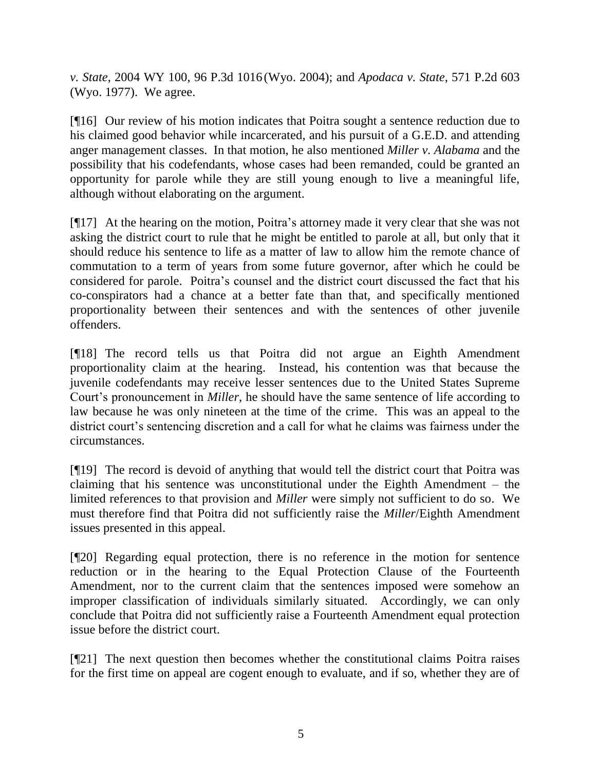*v. State*, 2004 WY 100, 96 P.3d 1016 (Wyo. 2004); and *Apodaca v. State*, 571 P.2d 603 (Wyo. 1977). We agree.

[¶16] Our review of his motion indicates that Poitra sought a sentence reduction due to his claimed good behavior while incarcerated, and his pursuit of a G.E.D. and attending anger management classes. In that motion, he also mentioned *Miller v. Alabama* and the possibility that his codefendants, whose cases had been remanded, could be granted an opportunity for parole while they are still young enough to live a meaningful life, although without elaborating on the argument.

[¶17] At the hearing on the motion, Poitra's attorney made it very clear that she was not asking the district court to rule that he might be entitled to parole at all, but only that it should reduce his sentence to life as a matter of law to allow him the remote chance of commutation to a term of years from some future governor, after which he could be considered for parole. Poitra's counsel and the district court discussed the fact that his co-conspirators had a chance at a better fate than that, and specifically mentioned proportionality between their sentences and with the sentences of other juvenile offenders.

[¶18] The record tells us that Poitra did not argue an Eighth Amendment proportionality claim at the hearing. Instead, his contention was that because the juvenile codefendants may receive lesser sentences due to the United States Supreme Court's pronouncement in *Miller*, he should have the same sentence of life according to law because he was only nineteen at the time of the crime. This was an appeal to the district court's sentencing discretion and a call for what he claims was fairness under the circumstances.

[¶19] The record is devoid of anything that would tell the district court that Poitra was claiming that his sentence was unconstitutional under the Eighth Amendment – the limited references to that provision and *Miller* were simply not sufficient to do so. We must therefore find that Poitra did not sufficiently raise the *Miller*/Eighth Amendment issues presented in this appeal.

[¶20] Regarding equal protection, there is no reference in the motion for sentence reduction or in the hearing to the Equal Protection Clause of the Fourteenth Amendment, nor to the current claim that the sentences imposed were somehow an improper classification of individuals similarly situated. Accordingly, we can only conclude that Poitra did not sufficiently raise a Fourteenth Amendment equal protection issue before the district court.

[¶21] The next question then becomes whether the constitutional claims Poitra raises for the first time on appeal are cogent enough to evaluate, and if so, whether they are of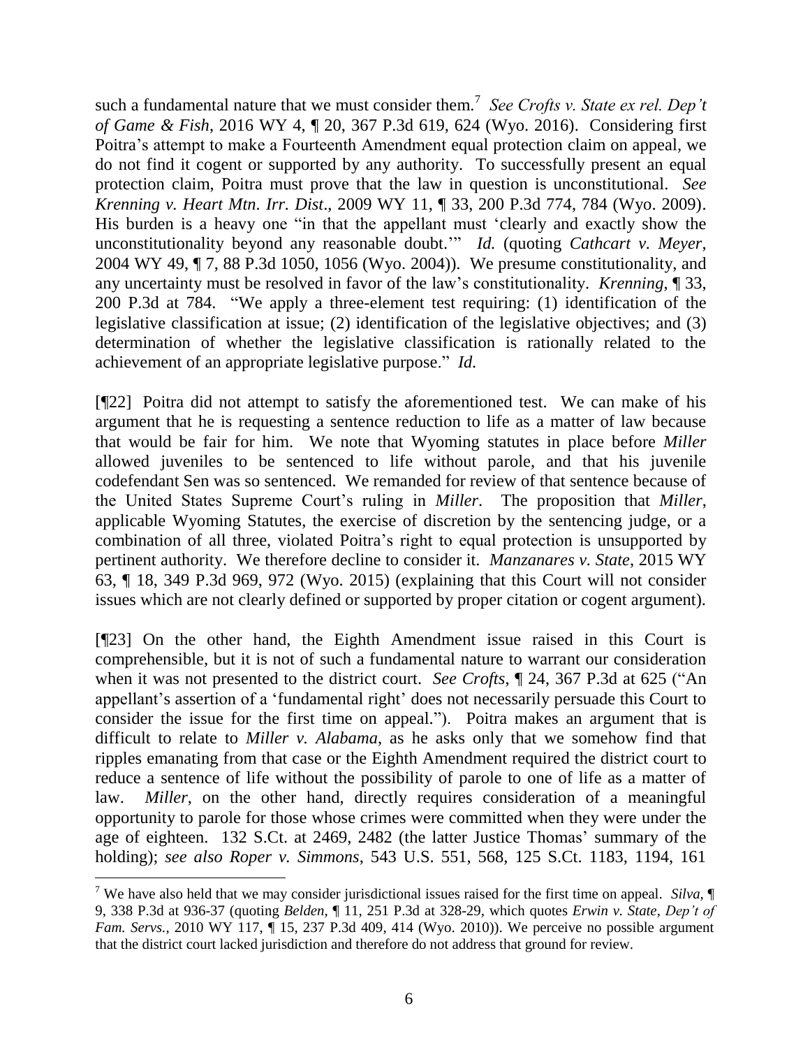such a fundamental nature that we must consider them.[7] *See Crofts v. State ex rel. Dep't of Game & Fish*, 2016 WY 4, ¶ 20, 367 P.3d 619, 624 (Wyo. 2016). Considering first Poitra's attempt to make a Fourteenth Amendment equal protection claim on appeal, we do not find it cogent or supported by any authority. To successfully present an equal protection claim, Poitra must prove that the law in question is unconstitutional. *See Krenning v. Heart Mtn. Irr. Dist*., 2009 WY 11, ¶ 33, 200 P.3d 774, 784 (Wyo. 2009). His burden is a heavy one "in that the appellant must 'clearly and exactly show the unconstitutionality beyond any reasonable doubt.'" *Id.* (quoting *Cathcart v. Meyer*, 2004 WY 49, ¶ 7, 88 P.3d 1050, 1056 (Wyo. 2004)). We presume constitutionality, and any uncertainty must be resolved in favor of the law's constitutionality. *Krenning*, ¶ 33, 200 P.3d at 784. "We apply a three-element test requiring: (1) identification of the legislative classification at issue; (2) identification of the legislative objectives; and (3) determination of whether the legislative classification is rationally related to the achievement of an appropriate legislative purpose." *Id.*

[¶22] Poitra did not attempt to satisfy the aforementioned test. We can make of his argument that he is requesting a sentence reduction to life as a matter of law because that would be fair for him. We note that Wyoming statutes in place before *Miller* allowed juveniles to be sentenced to life without parole, and that his juvenile codefendant Sen was so sentenced. We remanded for review of that sentence because of the United States Supreme Court's ruling in *Miller*. The proposition that *Miller*, applicable Wyoming Statutes, the exercise of discretion by the sentencing judge, or a combination of all three, violated Poitra's right to equal protection is unsupported by pertinent authority. We therefore decline to consider it. *Manzanares v. State*, 2015 WY 63, ¶ 18, 349 P.3d 969, 972 (Wyo. 2015) (explaining that this Court will not consider issues which are not clearly defined or supported by proper citation or cogent argument).

[¶23] On the other hand, the Eighth Amendment issue raised in this Court is comprehensible, but it is not of such a fundamental nature to warrant our consideration when it was not presented to the district court. *See Crofts*, ¶ 24, 367 P.3d at 625 ("An appellant's assertion of a 'fundamental right' does not necessarily persuade this Court to consider the issue for the first time on appeal."). Poitra makes an argument that is difficult to relate to *Miller v. Alabama*, as he asks only that we somehow find that ripples emanating from that case or the Eighth Amendment required the district court to reduce a sentence of life without the possibility of parole to one of life as a matter of law. *Miller*, on the other hand, directly requires consideration of a meaningful opportunity to parole for those whose crimes were committed when they were under the age of eighteen. 132 S.Ct. at 2469, 2482 (the latter Justice Thomas' summary of the holding); *see also Roper v. Simmons*, 543 U.S. 551, 568, 125 S.Ct. 1183, 1194, 161

---

[7] We have also held that we may consider jurisdictional issues raised for the first time on appeal. *Silva*, ¶ 9, 338 P.3d at 936-37 (quoting *Belden*, ¶ 11, 251 P.3d at 328-29, which quotes *Erwin v. State, Dep't of Fam. Servs.*, 2010 WY 117, ¶ 15, 237 P.3d 409, 414 (Wyo. 2010)). We perceive no possible argument that the district court lacked jurisdiction and therefore do not address that ground for review.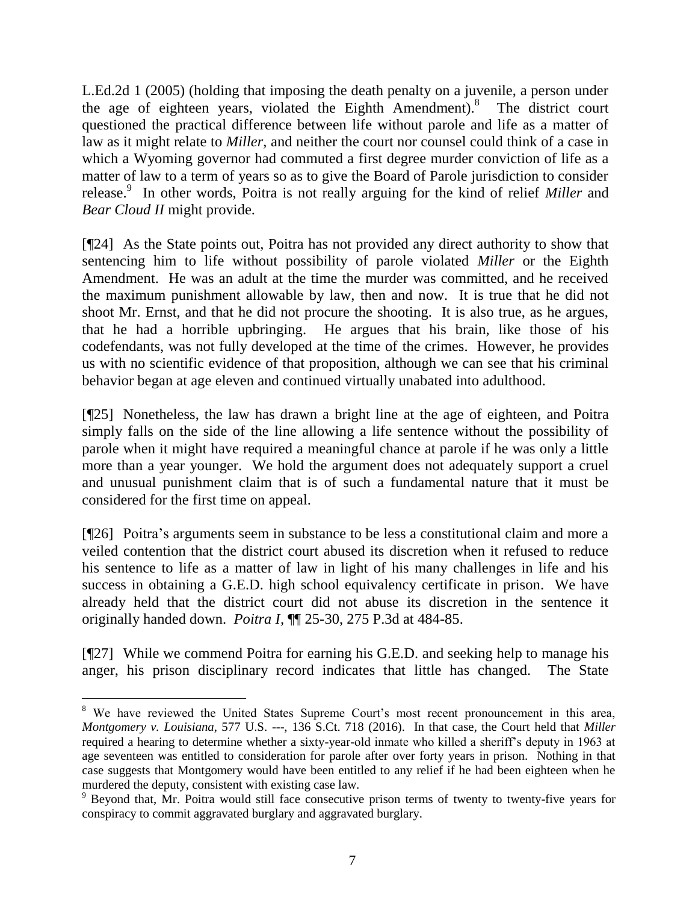L.Ed.2d 1 (2005) (holding that imposing the death penalty on a juvenile, a person under the age of eighteen years, violated the Eighth Amendment).[8] The district court questioned the practical difference between life without parole and life as a matter of law as it might relate to *Miller*, and neither the court nor counsel could think of a case in which a Wyoming governor had commuted a first degree murder conviction of life as a matter of law to a term of years so as to give the Board of Parole jurisdiction to consider release.[9] In other words, Poitra is not really arguing for the kind of relief *Miller* and *Bear Cloud II* might provide.

[¶24] As the State points out, Poitra has not provided any direct authority to show that sentencing him to life without possibility of parole violated *Miller* or the Eighth Amendment. He was an adult at the time the murder was committed, and he received the maximum punishment allowable by law, then and now. It is true that he did not shoot Mr. Ernst, and that he did not procure the shooting. It is also true, as he argues, that he had a horrible upbringing. He argues that his brain, like those of his codefendants, was not fully developed at the time of the crimes. However, he provides us with no scientific evidence of that proposition, although we can see that his criminal behavior began at age eleven and continued virtually unabated into adulthood.

[¶25] Nonetheless, the law has drawn a bright line at the age of eighteen, and Poitra simply falls on the side of the line allowing a life sentence without the possibility of parole when it might have required a meaningful chance at parole if he was only a little more than a year younger. We hold the argument does not adequately support a cruel and unusual punishment claim that is of such a fundamental nature that it must be considered for the first time on appeal.

[¶26] Poitra's arguments seem in substance to be less a constitutional claim and more a veiled contention that the district court abused its discretion when it refused to reduce his sentence to life as a matter of law in light of his many challenges in life and his success in obtaining a G.E.D. high school equivalency certificate in prison. We have already held that the district court did not abuse its discretion in the sentence it originally handed down. *Poitra I*, ¶¶ 25-30, 275 P.3d at 484-85.

[¶27] While we commend Poitra for earning his G.E.D. and seeking help to manage his anger, his prison disciplinary record indicates that little has changed. The State

---

[8] We have reviewed the United States Supreme Court's most recent pronouncement in this area, *Montgomery v. Louisiana*, 577 U.S. ---, 136 S.Ct. 718 (2016). In that case, the Court held that *Miller* required a hearing to determine whether a sixty-year-old inmate who killed a sheriff's deputy in 1963 at age seventeen was entitled to consideration for parole after over forty years in prison. Nothing in that case suggests that Montgomery would have been entitled to any relief if he had been eighteen when he murdered the deputy, consistent with existing case law.

[9] Beyond that, Mr. Poitra would still face consecutive prison terms of twenty to twenty-five years for conspiracy to commit aggravated burglary and aggravated burglary.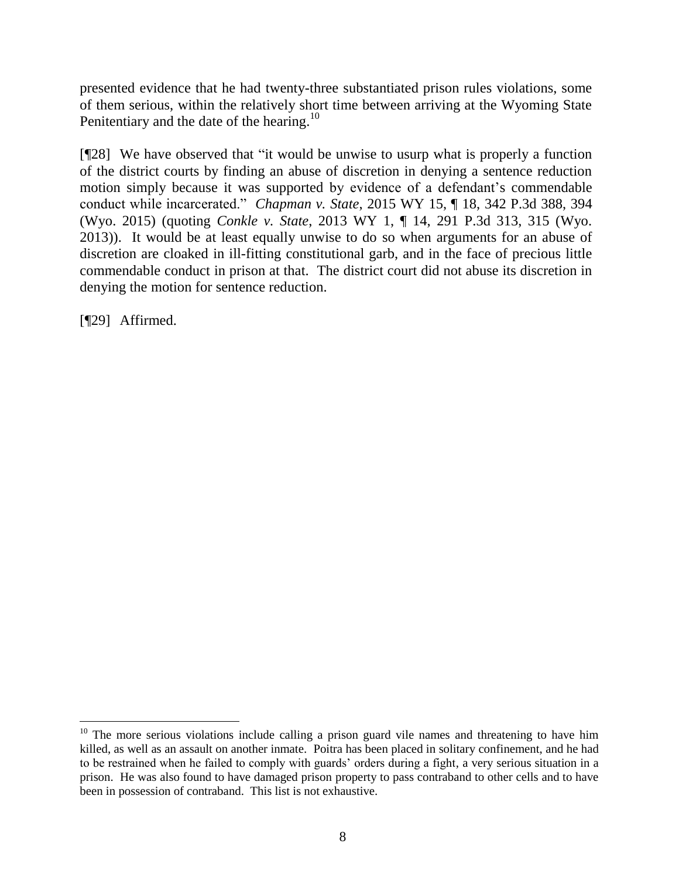presented evidence that he had twenty-three substantiated prison rules violations, some of them serious, within the relatively short time between arriving at the Wyoming State Penitentiary and the date of the hearing.[10]

[¶28] We have observed that "it would be unwise to usurp what is properly a function of the district courts by finding an abuse of discretion in denying a sentence reduction motion simply because it was supported by evidence of a defendant's commendable conduct while incarcerated." *Chapman v. State*, 2015 WY 15, ¶ 18, 342 P.3d 388, 394 (Wyo. 2015) (quoting *Conkle v. State*, 2013 WY 1, ¶ 14, 291 P.3d 313, 315 (Wyo. 2013)). It would be at least equally unwise to do so when arguments for an abuse of discretion are cloaked in ill-fitting constitutional garb, and in the face of precious little commendable conduct in prison at that. The district court did not abuse its discretion in denying the motion for sentence reduction.

[¶29] Affirmed.

---

[10] The more serious violations include calling a prison guard vile names and threatening to have him killed, as well as an assault on another inmate. Poitra has been placed in solitary confinement, and he had to be restrained when he failed to comply with guards' orders during a fight, a very serious situation in a prison. He was also found to have damaged prison property to pass contraband to other cells and to have been in possession of contraband. This list is not exhaustive.